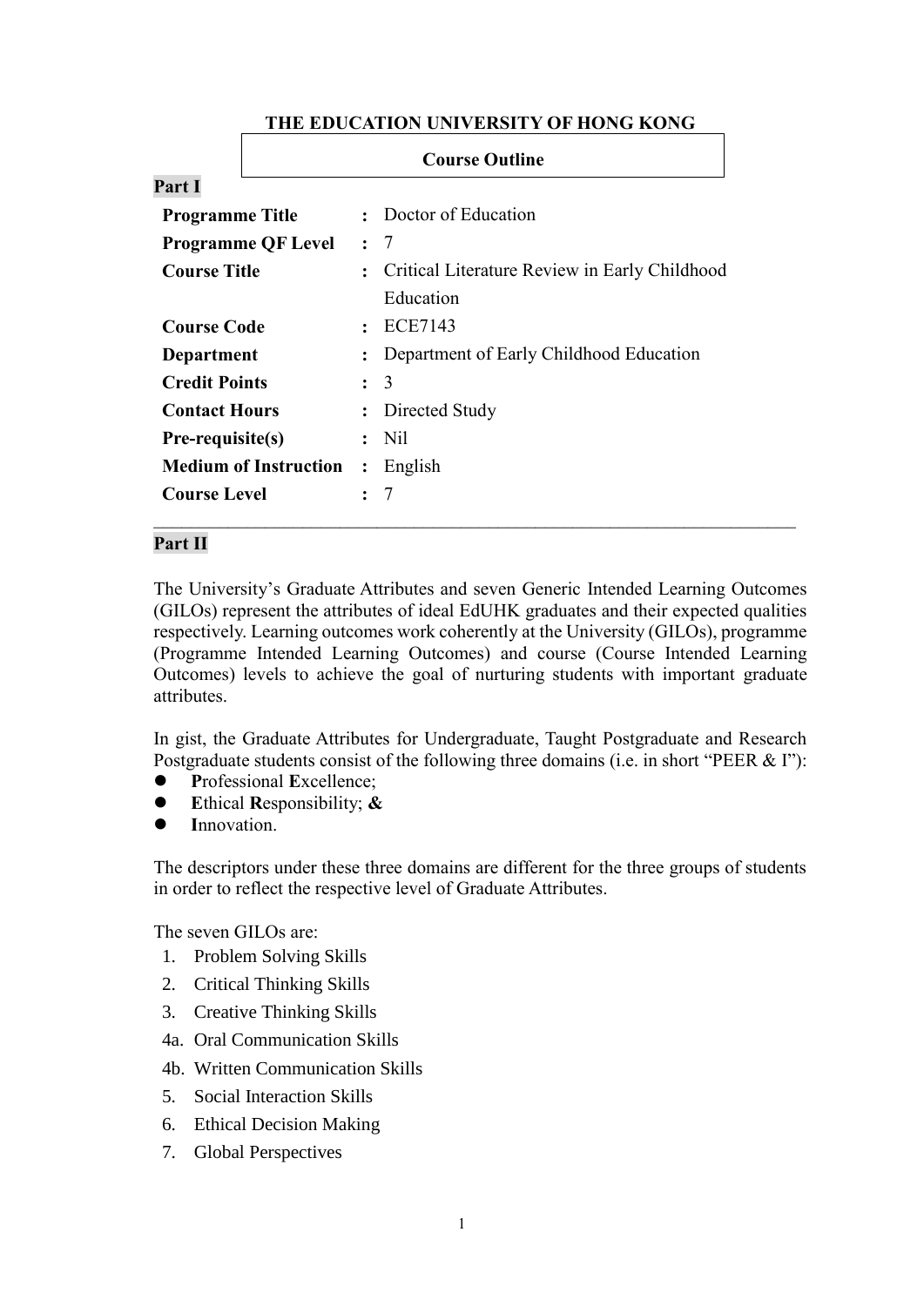# THE EDUCATION UNIVERSITY OF HONG KONG

## Course Outline

### Part I

| | | |
|---|---|---|
| **Programme Title** | **:** | Doctor of Education |
| **Programme QF Level** | **:** | 7 |
| **Course Title** | **:** | Critical Literature Review in Early Childhood Education |
| **Course Code** | **:** | ECE7143 |
| **Department** | **:** | Department of Early Childhood Education |
| **Credit Points** | **:** | 3 |
| **Contact Hours** | **:** | Directed Study |
| **Pre-requisite(s)** | **:** | Nil |
| **Medium of Instruction** | **:** | English |
| **Course Level** | **:** | 7 |

---

### Part II

The University's Graduate Attributes and seven Generic Intended Learning Outcomes (GILOs) represent the attributes of ideal EdUHK graduates and their expected qualities respectively. Learning outcomes work coherently at the University (GILOs), programme (Programme Intended Learning Outcomes) and course (Course Intended Learning Outcomes) levels to achieve the goal of nurturing students with important graduate attributes.

In gist, the Graduate Attributes for Undergraduate, Taught Postgraduate and Research Postgraduate students consist of the following three domains (i.e. in short "PEER & I"):

- **P**rofessional **E**xcellence;
- **E**thical **R**esponsibility; **&**
- **I**nnovation.

The descriptors under these three domains are different for the three groups of students in order to reflect the respective level of Graduate Attributes.

The seven GILOs are:

1. Problem Solving Skills
2. Critical Thinking Skills
3. Creative Thinking Skills

4a. Oral Communication Skills

4b. Written Communication Skills

5. Social Interaction Skills
6. Ethical Decision Making
7. Global Perspectives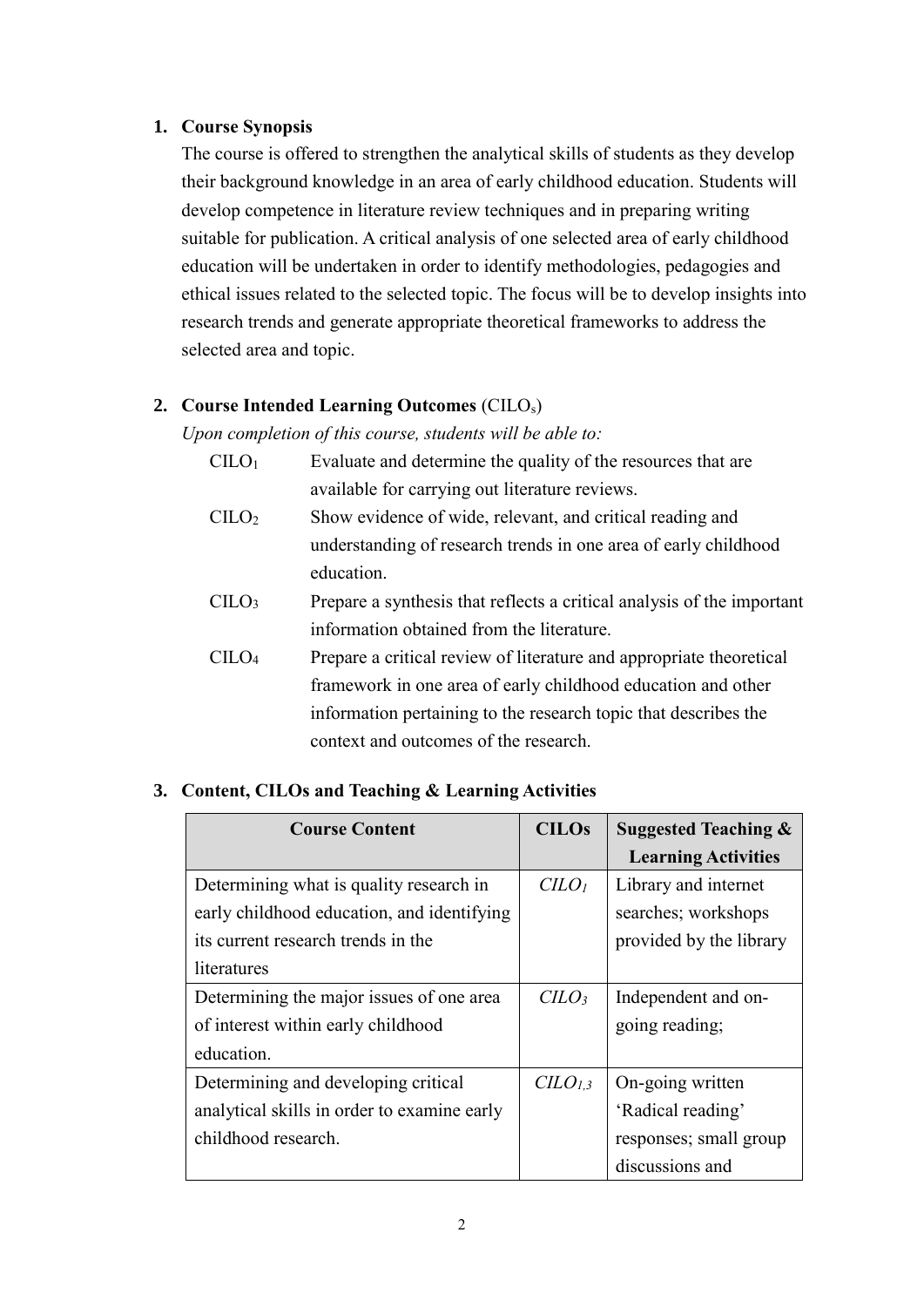## 1. Course Synopsis

The course is offered to strengthen the analytical skills of students as they develop their background knowledge in an area of early childhood education. Students will develop competence in literature review techniques and in preparing writing suitable for publication. A critical analysis of one selected area of early childhood education will be undertaken in order to identify methodologies, pedagogies and ethical issues related to the selected topic. The focus will be to develop insights into research trends and generate appropriate theoretical frameworks to address the selected area and topic.

## 2. Course Intended Learning Outcomes ($CILO_s$)

*Upon completion of this course, students will be able to:*

- $CILO_1$ Evaluate and determine the quality of the resources that are available for carrying out literature reviews.
- $CILO_2$ Show evidence of wide, relevant, and critical reading and understanding of research trends in one area of early childhood education.
- $CILO_3$ Prepare a synthesis that reflects a critical analysis of the important information obtained from the literature.
- $CILO_4$ Prepare a critical review of literature and appropriate theoretical framework in one area of early childhood education and other information pertaining to the research topic that describes the context and outcomes of the research.

## 3. Content, CILOs and Teaching & Learning Activities

| Course Content | CILOs | Suggested Teaching & Learning Activities |
|---|---|---|
| Determining what is quality research in early childhood education, and identifying its current research trends in the literatures | $CILO_1$ | Library and internet searches; workshops provided by the library |
| Determining the major issues of one area of interest within early childhood education. | $CILO_3$ | Independent and on-going reading; |
| Determining and developing critical analytical skills in order to examine early childhood research. | $CILO_{1,3}$ | On-going written 'Radical reading' responses; small group discussions and |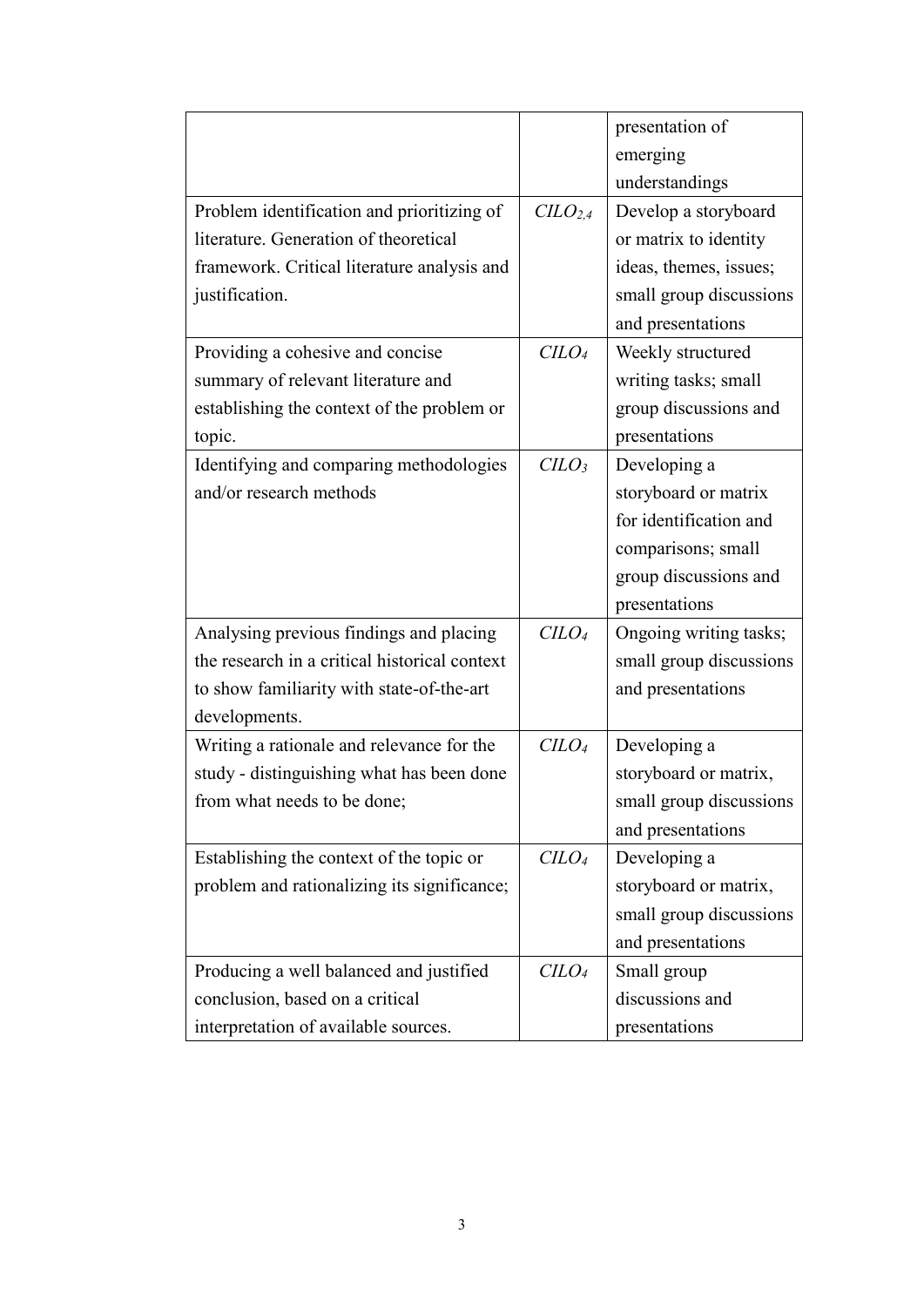| | | |
|---|---|---|
| | | presentation of emerging understandings |
| Problem identification and prioritizing of literature. Generation of theoretical framework. Critical literature analysis and justification. | $CILO_{2,4}$ | Develop a storyboard or matrix to identity ideas, themes, issues; small group discussions and presentations |
| Providing a cohesive and concise summary of relevant literature and establishing the context of the problem or topic. | $CILO_4$ | Weekly structured writing tasks; small group discussions and presentations |
| Identifying and comparing methodologies and/or research methods | $CILO_3$ | Developing a storyboard or matrix for identification and comparisons; small group discussions and presentations |
| Analysing previous findings and placing the research in a critical historical context to show familiarity with state-of-the-art developments. | $CILO_4$ | Ongoing writing tasks; small group discussions and presentations |
| Writing a rationale and relevance for the study - distinguishing what has been done from what needs to be done; | $CILO_4$ | Developing a storyboard or matrix, small group discussions and presentations |
| Establishing the context of the topic or problem and rationalizing its significance; | $CILO_4$ | Developing a storyboard or matrix, small group discussions and presentations |
| Producing a well balanced and justified conclusion, based on a critical interpretation of available sources. | $CILO_4$ | Small group discussions and presentations |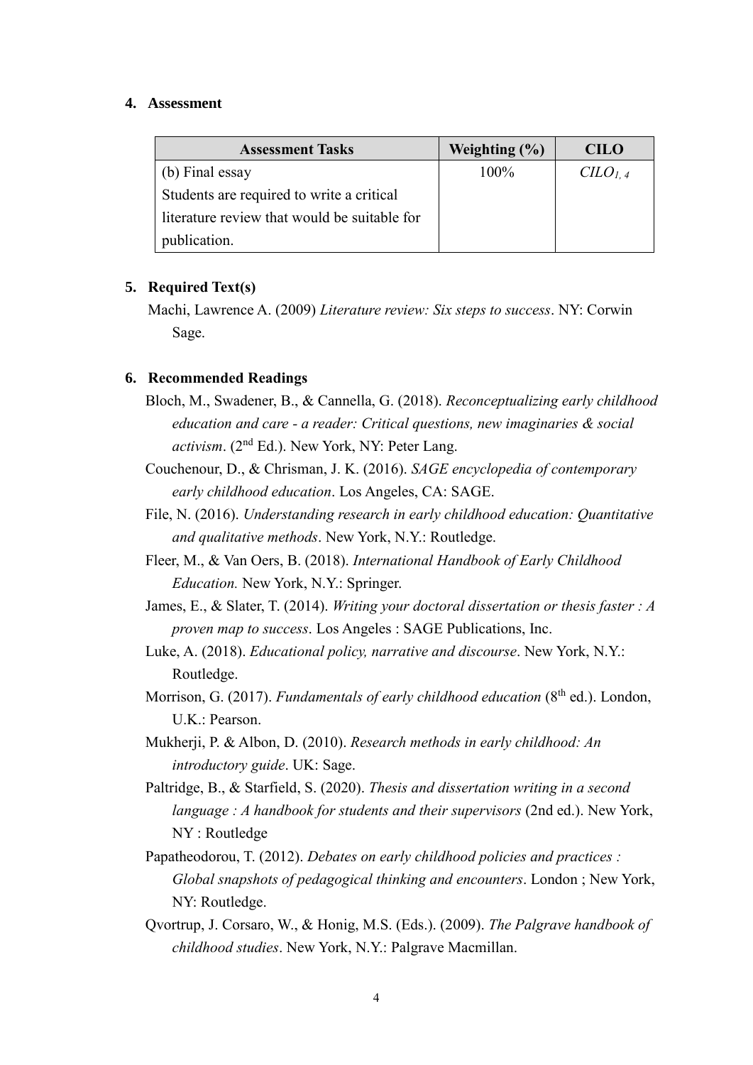## 4. Assessment

| Assessment Tasks | Weighting (%) | CILO |
| --- | --- | --- |
| (b) Final essay<br>Students are required to write a critical literature review that would be suitable for publication. | 100% | $CILO_{1, 4}$ |

## 5. Required Text(s)

Machi, Lawrence A. (2009) *Literature review: Six steps to success*. NY: Corwin Sage.

## 6. Recommended Readings

Bloch, M., Swadener, B., & Cannella, G. (2018). *Reconceptualizing early childhood education and care - a reader: Critical questions, new imaginaries & social activism*. (2nd Ed.). New York, NY: Peter Lang.

Couchenour, D., & Chrisman, J. K. (2016). *SAGE encyclopedia of contemporary early childhood education*. Los Angeles, CA: SAGE.

File, N. (2016). *Understanding research in early childhood education: Quantitative and qualitative methods*. New York, N.Y.: Routledge.

Fleer, M., & Van Oers, B. (2018). *International Handbook of Early Childhood Education.* New York, N.Y.: Springer.

James, E., & Slater, T. (2014). *Writing your doctoral dissertation or thesis faster : A proven map to success*. Los Angeles : SAGE Publications, Inc.

Luke, A. (2018). *Educational policy, narrative and discourse*. New York, N.Y.: Routledge.

Morrison, G. (2017). *Fundamentals of early childhood education* (8th ed.). London, U.K.: Pearson.

Mukherji, P. & Albon, D. (2010). *Research methods in early childhood: An introductory guide*. UK: Sage.

Paltridge, B., & Starfield, S. (2020). *Thesis and dissertation writing in a second language : A handbook for students and their supervisors* (2nd ed.). New York, NY : Routledge

Papatheodorou, T. (2012). *Debates on early childhood policies and practices : Global snapshots of pedagogical thinking and encounters*. London ; New York, NY: Routledge.

Qvortrup, J. Corsaro, W., & Honig, M.S. (Eds.). (2009). *The Palgrave handbook of childhood studies*. New York, N.Y.: Palgrave Macmillan.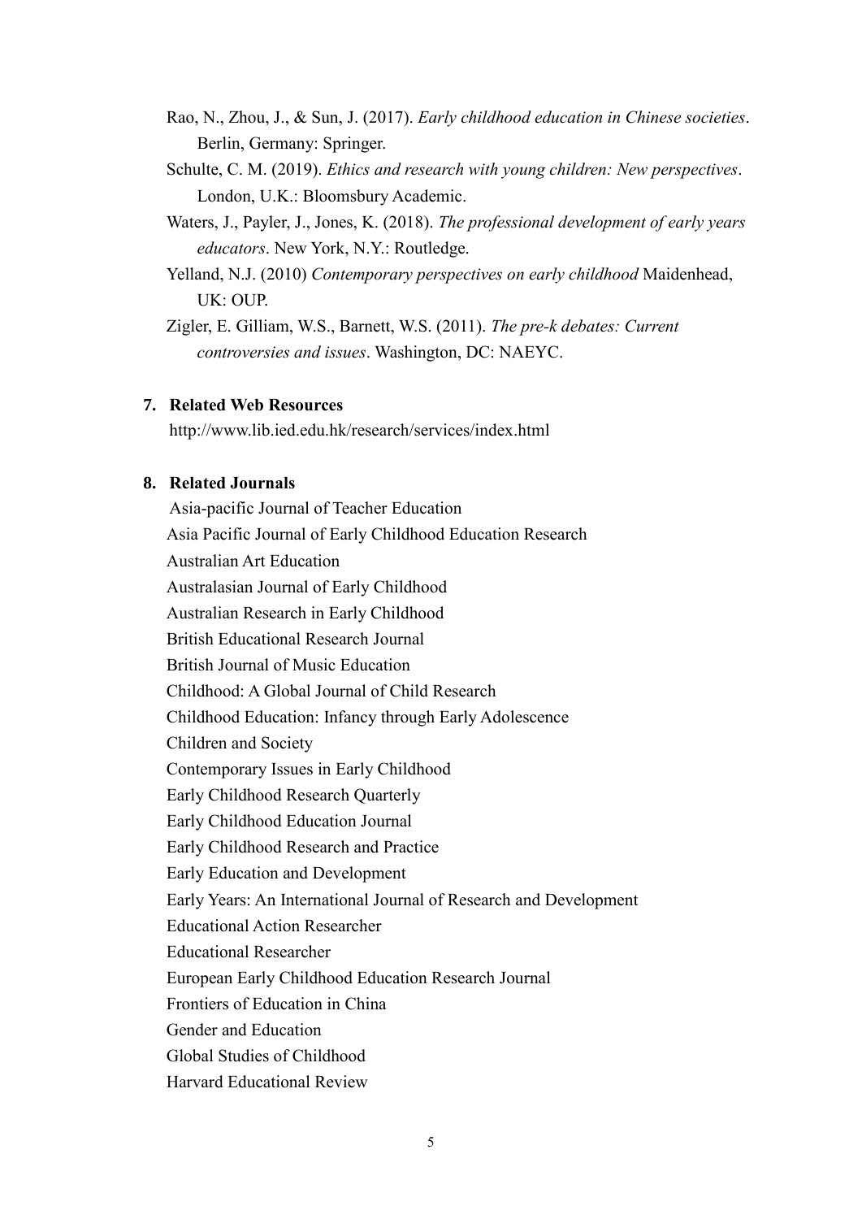Rao, N., Zhou, J., & Sun, J. (2017). *Early childhood education in Chinese societies*. Berlin, Germany: Springer.

Schulte, C. M. (2019). *Ethics and research with young children: New perspectives*. London, U.K.: Bloomsbury Academic.

Waters, J., Payler, J., Jones, K. (2018). *The professional development of early years educators*. New York, N.Y.: Routledge.

Yelland, N.J. (2010) *Contemporary perspectives on early childhood* Maidenhead, UK: OUP.

Zigler, E. Gilliam, W.S., Barnett, W.S. (2011). *The pre-k debates: Current controversies and issues*. Washington, DC: NAEYC.

**7. Related Web Resources**

http://www.lib.ied.edu.hk/research/services/index.html

**8. Related Journals**

Asia-pacific Journal of Teacher Education
Asia Pacific Journal of Early Childhood Education Research
Australian Art Education
Australasian Journal of Early Childhood
Australian Research in Early Childhood
British Educational Research Journal
British Journal of Music Education
Childhood: A Global Journal of Child Research
Childhood Education: Infancy through Early Adolescence
Children and Society
Contemporary Issues in Early Childhood
Early Childhood Research Quarterly
Early Childhood Education Journal
Early Childhood Research and Practice
Early Education and Development
Early Years: An International Journal of Research and Development
Educational Action Researcher
Educational Researcher
European Early Childhood Education Research Journal
Frontiers of Education in China
Gender and Education
Global Studies of Childhood
Harvard Educational Review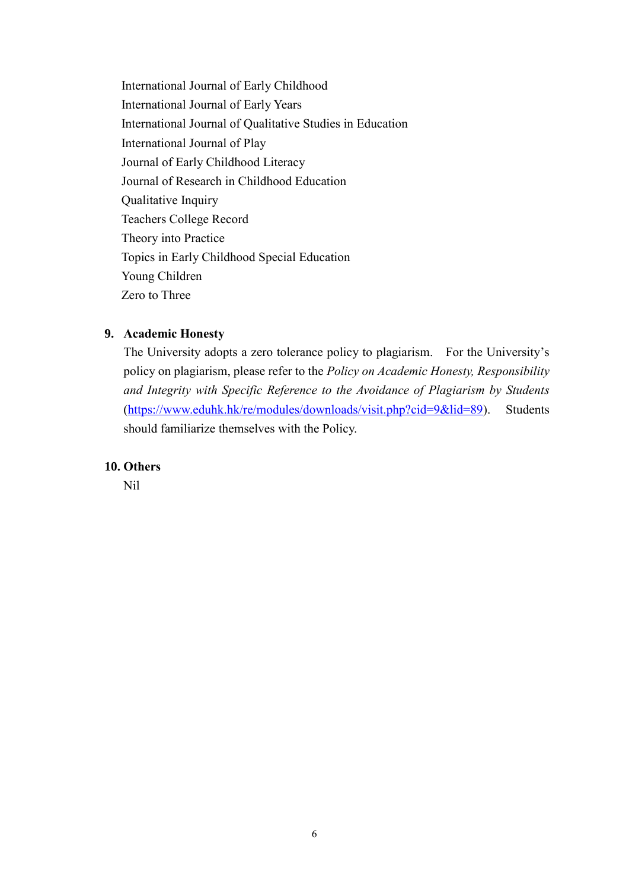International Journal of Early Childhood
International Journal of Early Years
International Journal of Qualitative Studies in Education
International Journal of Play
Journal of Early Childhood Literacy
Journal of Research in Childhood Education
Qualitative Inquiry
Teachers College Record
Theory into Practice
Topics in Early Childhood Special Education
Young Children
Zero to Three

## 9. Academic Honesty

The University adopts a zero tolerance policy to plagiarism. For the University's policy on plagiarism, please refer to the *Policy on Academic Honesty, Responsibility and Integrity with Specific Reference to the Avoidance of Plagiarism by Students* (https://www.eduhk.hk/re/modules/downloads/visit.php?cid=9&lid=89). Students should familiarize themselves with the Policy.

## 10. Others

Nil